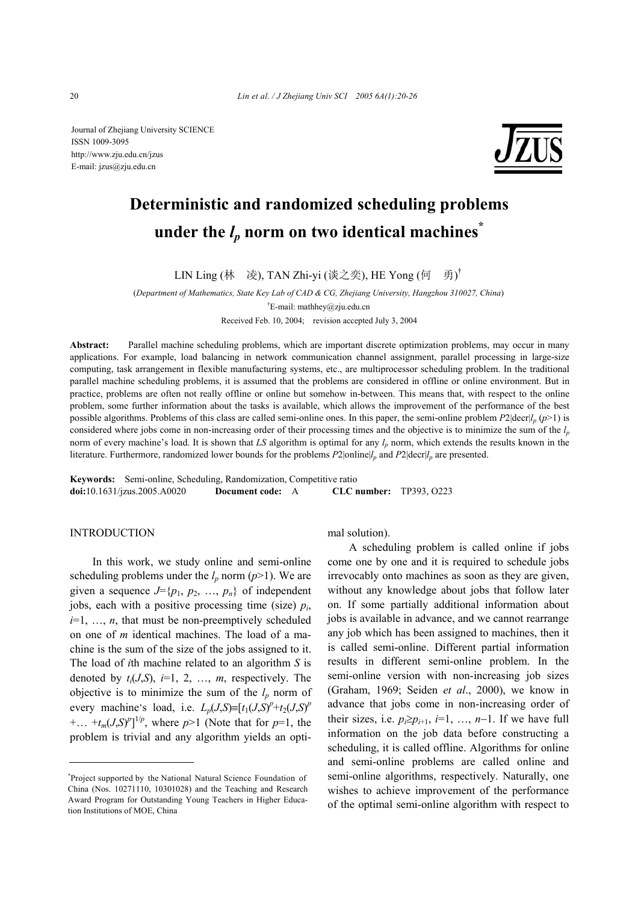Journal of Zhejiang University SCIENCE
ISSN 1009-3095
http://www.zju.edu.cn/jzus
E-mail: jzus@zju.edu.cn

# Deterministic and randomized scheduling problems under the $l_p$ norm on two identical machines*

LIN Ling (林 凌), TAN Zhi-yi (谈之奕), HE Yong (何 勇)†

(*Department of Mathematics, State Key Lab of CAD & CG, Zhejiang University, Hangzhou 310027, China*)

†E-mail: mathhey@zju.edu.cn

Received Feb. 10, 2004; revision accepted July 3, 2004

**Abstract:** Parallel machine scheduling problems, which are important discrete optimization problems, may occur in many applications. For example, load balancing in network communication channel assignment, parallel processing in large-size computing, task arrangement in flexible manufacturing systems, etc., are multiprocessor scheduling problem. In the traditional parallel machine scheduling problems, it is assumed that the problems are considered in offline or online environment. But in practice, problems are often not really offline or online but somehow in-between. This means that, with respect to the online problem, some further information about the tasks is available, which allows the improvement of the performance of the best possible algorithms. Problems of this class are called semi-online ones. In this paper, the semi-online problem $P2|\text{decr}|l_p$ ($p$>1) is considered where jobs come in non-increasing order of their processing times and the objective is to minimize the sum of the $l_p$ norm of every machine's load. It is shown that *LS* algorithm is optimal for any $l_p$ norm, which extends the results known in the literature. Furthermore, randomized lower bounds for the problems $P2|\text{online}|l_p$ and $P2|\text{decr}|l_p$ are presented.

**Keywords:** Semi-online, Scheduling, Randomization, Competitive ratio
**doi:**10.1631/jzus.2005.A0020 **Document code:** A **CLC number:** TP393, O223

## INTRODUCTION

In this work, we study online and semi-online scheduling problems under the $l_p$ norm ($p$>1). We are given a sequence $J=\{p_1, p_2, \ldots, p_n\}$ of independent jobs, each with a positive processing time (size) $p_i$, $i$=1, …, $n$, that must be non-preemptively scheduled on one of $m$ identical machines. The load of a machine is the sum of the size of the jobs assigned to it. The load of $i$th machine related to an algorithm $S$ is denoted by $t_i(J,S)$, $i$=1, 2, …, $m$, respectively. The objective is to minimize the sum of the $l_p$ norm of every machine's load, i.e. $L_p(J,S)\equiv[t_1(J,S)^p+t_2(J,S)^p+\ldots+t_m(J,S)^p]^{1/p}$, where $p$>1 (Note that for $p$=1, the problem is trivial and any algorithm yields an optimal solution).

A scheduling problem is called online if jobs come one by one and it is required to schedule jobs irrevocably onto machines as soon as they are given, without any knowledge about jobs that follow later on. If some partially additional information about jobs is available in advance, and we cannot rearrange any job which has been assigned to machines, then it is called semi-online. Different partial information results in different semi-online problem. In the semi-online version with non-increasing job sizes (Graham, 1969; Seiden *et al*., 2000), we know in advance that jobs come in non-increasing order of their sizes, i.e. $p_i \geq p_{i+1}$, $i$=1, …, $n$−1. If we have full information on the job data before constructing a scheduling, it is called offline. Algorithms for online and semi-online problems are called online and semi-online algorithms, respectively. Naturally, one wishes to achieve improvement of the performance of the optimal semi-online algorithm with respect to

---

*Project supported by the National Natural Science Foundation of China (Nos. 10271110, 10301028) and the Teaching and Research Award Program for Outstanding Young Teachers in Higher Education Institutions of MOE, China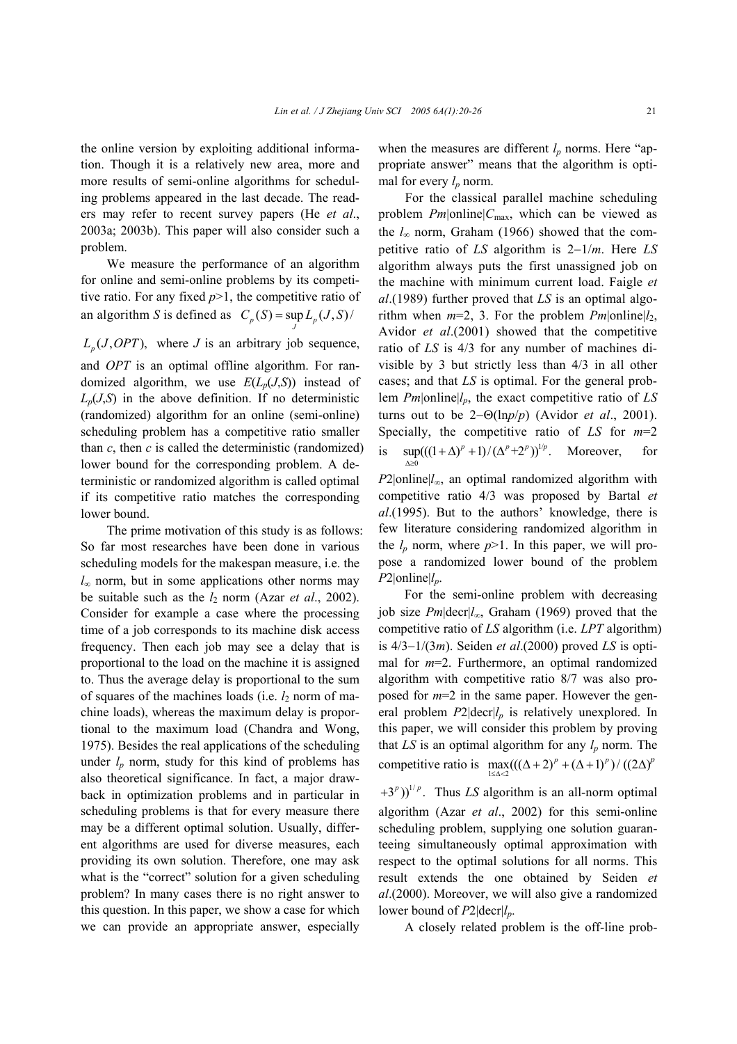the online version by exploiting additional information. Though it is a relatively new area, more and more results of semi-online algorithms for scheduling problems appeared in the last decade. The readers may refer to recent survey papers (He *et al*., 2003a; 2003b). This paper will also consider such a problem.

We measure the performance of an algorithm for online and semi-online problems by its competitive ratio. For any fixed $p>1$, the competitive ratio of an algorithm $S$ is defined as $C_p(S)=\sup_J L_p(J,S)/L_p(J,OPT)$, where $J$ is an arbitrary job sequence, and $OPT$ is an optimal offline algorithm. For randomized algorithm, we use $E(L_p(J,S))$ instead of $L_p(J,S)$ in the above definition. If no deterministic (randomized) algorithm for an online (semi-online) scheduling problem has a competitive ratio smaller than $c$, then $c$ is called the deterministic (randomized) lower bound for the corresponding problem. A deterministic or randomized algorithm is called optimal if its competitive ratio matches the corresponding lower bound.

The prime motivation of this study is as follows: So far most researches have been done in various scheduling models for the makespan measure, i.e. the $l_\infty$ norm, but in some applications other norms may be suitable such as the $l_2$ norm (Azar *et al*., 2002). Consider for example a case where the processing time of a job corresponds to its machine disk access frequency. Then each job may see a delay that is proportional to the load on the machine it is assigned to. Thus the average delay is proportional to the sum of squares of the machines loads (i.e. $l_2$ norm of machine loads), whereas the maximum delay is proportional to the maximum load (Chandra and Wong, 1975). Besides the real applications of the scheduling under $l_p$ norm, study for this kind of problems has also theoretical significance. In fact, a major drawback in optimization problems and in particular in scheduling problems is that for every measure there may be a different optimal solution. Usually, different algorithms are used for diverse measures, each providing its own solution. Therefore, one may ask what is the "correct" solution for a given scheduling problem? In many cases there is no right answer to this question. In this paper, we show a case for which we can provide an appropriate answer, especially when the measures are different $l_p$ norms. Here "appropriate answer" means that the algorithm is optimal for every $l_p$ norm.

For the classical parallel machine scheduling problem $Pm|\text{online}|C_{\max}$, which can be viewed as the $l_\infty$ norm, Graham (1966) showed that the competitive ratio of $LS$ algorithm is $2-1/m$. Here $LS$ algorithm always puts the first unassigned job on the machine with minimum current load. Faigle *et al*.(1989) further proved that $LS$ is an optimal algorithm when $m=2, 3$. For the problem $Pm|\text{online}|l_2$, Avidor *et al*.(2001) showed that the competitive ratio of $LS$ is 4/3 for any number of machines divisible by 3 but strictly less than 4/3 in all other cases; and that $LS$ is optimal. For the general problem $Pm|\text{online}|l_p$, the exact competitive ratio of $LS$ turns out to be $2-\Theta(\ln p/p)$ (Avidor *et al*., 2001). Specially, the competitive ratio of $LS$ for $m=2$ is $\sup_{\Delta\ge 0}(((1+\Delta)^p+1)/(\Delta^p+2^p))^{1/p}$. Moreover, for $P2|\text{online}|l_\infty$, an optimal randomized algorithm with competitive ratio 4/3 was proposed by Bartal *et al*.(1995). But to the authors' knowledge, there is few literature considering randomized algorithm in the $l_p$ norm, where $p>1$. In this paper, we will propose a randomized lower bound of the problem $P2|\text{online}|l_p$.

For the semi-online problem with decreasing job size $Pm|\text{decr}|l_\infty$, Graham (1969) proved that the competitive ratio of $LS$ algorithm (i.e. $LPT$ algorithm) is $4/3-1/(3m)$. Seiden *et al*.(2000) proved $LS$ is optimal for $m=2$. Furthermore, an optimal randomized algorithm with competitive ratio 8/7 was also proposed for $m=2$ in the same paper. However the general problem $P2|\text{decr}|l_p$ is relatively unexplored. In this paper, we will consider this problem by proving that $LS$ is an optimal algorithm for any $l_p$ norm. The competitive ratio is $\max_{1\le\Delta<2}(((\Delta+2)^p+(\Delta+1)^p)/((2\Delta)^p+3^p))^{1/p}$. Thus $LS$ algorithm is an all-norm optimal algorithm (Azar *et al*., 2002) for this semi-online scheduling problem, supplying one solution guaranteeing simultaneously optimal approximation with respect to the optimal solutions for all norms. This result extends the one obtained by Seiden *et al*.(2000). Moreover, we will also give a randomized lower bound of $P2|\text{decr}|l_p$.

A closely related problem is the off-line prob-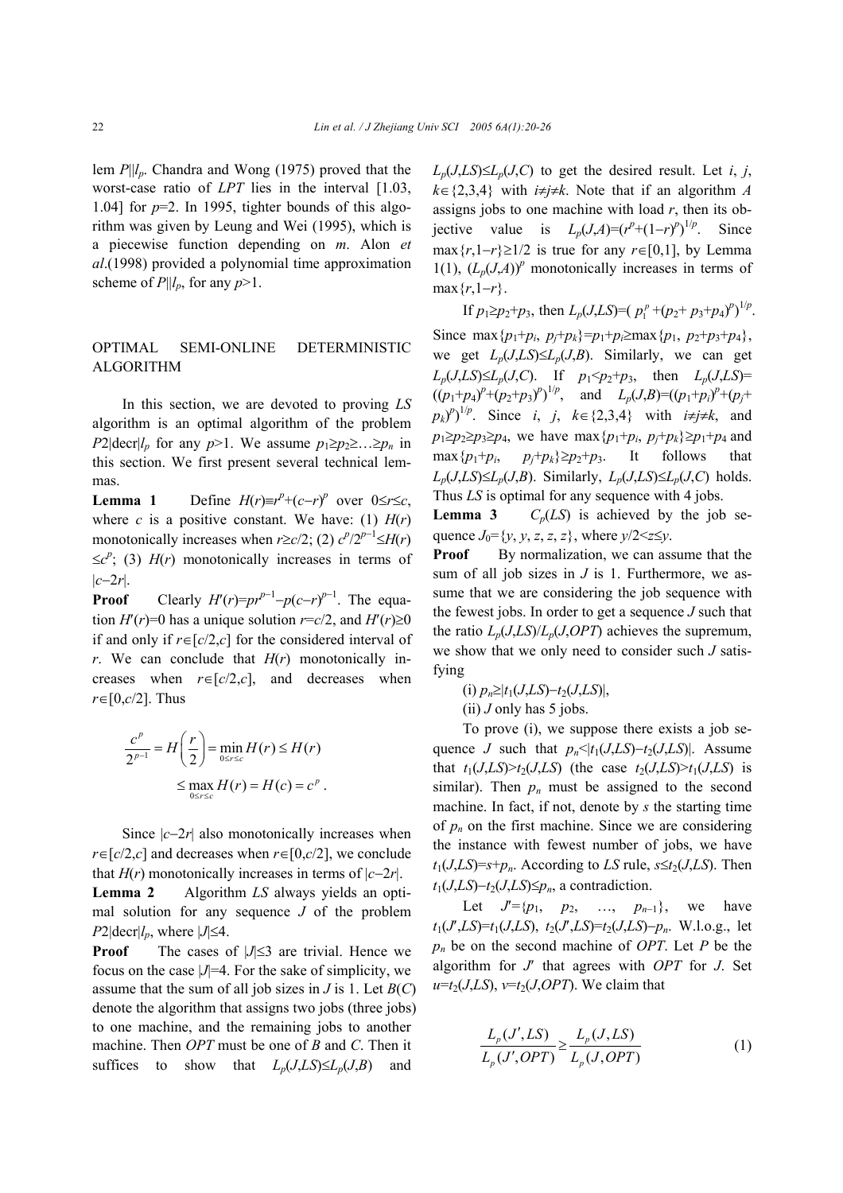lem $P||l_p$. Chandra and Wong (1975) proved that the worst-case ratio of *LPT* lies in the interval [1.03, 1.04] for $p$=2. In 1995, tighter bounds of this algorithm was given by Leung and Wei (1995), which is a piecewise function depending on $m$. Alon *et al*.(1998) provided a polynomial time approximation scheme of $P||l_p$, for any $p$>1.

## OPTIMAL SEMI-ONLINE DETERMINISTIC ALGORITHM

In this section, we are devoted to proving *LS* algorithm is an optimal algorithm of the problem $P2|\text{decr}|l_p$ for any $p$>1. We assume $p_1 \geq p_2 \geq \ldots \geq p_n$ in this section. We first present several technical lemmas.

**Lemma 1** Define $H(r) \equiv r^p + (c-r)^p$ over $0 \leq r \leq c$, where $c$ is a positive constant. We have: (1) $H(r)$ monotonically increases when $r \geq c/2$; (2) $c^p/2^{p-1} \leq H(r) \leq c^p$; (3) $H(r)$ monotonically increases in terms of $|c-2r|$.

**Proof** Clearly $H'(r) = pr^{p-1} - p(c-r)^{p-1}$. The equation $H'(r)=0$ has a unique solution $r=c/2$, and $H'(r) \geq 0$ if and only if $r \in [c/2, c]$ for the considered interval of $r$. We can conclude that $H(r)$ monotonically increases when $r \in [c/2, c]$, and decreases when $r \in [0, c/2]$. Thus

$$\frac{c^p}{2^{p-1}} = H\left(\frac{r}{2}\right) = \min_{0 \leq r \leq c} H(r) \leq H(r) \leq \max_{0 \leq r \leq c} H(r) = H(c) = c^p .$$

Since $|c-2r|$ also monotonically increases when $r \in [c/2, c]$ and decreases when $r \in [0, c/2]$, we conclude that $H(r)$ monotonically increases in terms of $|c-2r|$.

**Lemma 2** Algorithm *LS* always yields an optimal solution for any sequence $J$ of the problem $P2|\text{decr}|l_p$, where $|J| \leq 4$.

**Proof** The cases of $|J| \leq 3$ are trivial. Hence we focus on the case $|J|=4$. For the sake of simplicity, we assume that the sum of all job sizes in $J$ is 1. Let $B(C)$ denote the algorithm that assigns two jobs (three jobs) to one machine, and the remaining jobs to another machine. Then *OPT* must be one of $B$ and $C$. Then it suffices to show that $L_p(J,LS) \leq L_p(J,B)$ and $L_p(J,LS) \leq L_p(J,C)$ to get the desired result. Let $i$, $j$, $k \in \{2,3,4\}$ with $i \neq j \neq k$. Note that if an algorithm $A$ assigns jobs to one machine with load $r$, then its objective value is $L_p(J,A) = (r^p + (1-r)^p)^{1/p}$. Since $\max\{r, 1-r\} \geq 1/2$ is true for any $r \in [0,1]$, by Lemma 1(1), $(L_p(J,A))^p$ monotonically increases in terms of $\max\{r, 1-r\}$.

If $p_1 \geq p_2 + p_3$, then $L_p(J,LS) = (p_1^p + (p_2 + p_3 + p_4)^p)^{1/p}$. Since $\max\{p_1+p_i, p_j+p_k\} = p_1+p_i \geq \max\{p_1, p_2+p_3+p_4\}$, we get $L_p(J,LS) \leq L_p(J,B)$. Similarly, we can get $L_p(J,LS) \leq L_p(J,C)$. If $p_1 < p_2 + p_3$, then $L_p(J,LS) = ((p_1+p_4)^p + (p_2+p_3)^p)^{1/p}$, and $L_p(J,B) = ((p_1+p_i)^p + (p_j+p_k)^p)^{1/p}$. Since $i$, $j$, $k \in \{2,3,4\}$ with $i \neq j \neq k$, and $p_1 \geq p_2 \geq p_3 \geq p_4$, we have $\max\{p_1+p_i, p_j+p_k\} \geq p_1+p_4$ and $\max\{p_1+p_i, p_j+p_k\} \geq p_2+p_3$. It follows that $L_p(J,LS) \leq L_p(J,B)$. Similarly, $L_p(J,LS) \leq L_p(J,C)$ holds. Thus *LS* is optimal for any sequence with 4 jobs.

**Lemma 3** $C_p(LS)$ is achieved by the job sequence $J_0 = \{y, y, z, z, z\}$, where $y/2 < z \leq y$.

**Proof** By normalization, we can assume that the sum of all job sizes in $J$ is 1. Furthermore, we assume that we are considering the job sequence with the fewest jobs. In order to get a sequence $J$ such that the ratio $L_p(J,LS)/L_p(J,OPT)$ achieves the supremum, we show that we only need to consider such $J$ satisfying

(i) $p_n \geq |t_1(J,LS) - t_2(J,LS)|$,

(ii) $J$ only has 5 jobs.

To prove (i), we suppose there exists a job sequence $J$ such that $p_n < |t_1(J,LS) - t_2(J,LS)|$. Assume that $t_1(J,LS) > t_2(J,LS)$ (the case $t_2(J,LS) > t_1(J,LS)$ is similar). Then $p_n$ must be assigned to the second machine. In fact, if not, denote by $s$ the starting time of $p_n$ on the first machine. Since we are considering the instance with fewest number of jobs, we have $t_1(J,LS) = s + p_n$. According to *LS* rule, $s \leq t_2(J,LS)$. Then $t_1(J,LS) - t_2(J,LS) \leq p_n$, a contradiction.

Let $J' = \{p_1, p_2, \ldots, p_{n-1}\}$, we have $t_1(J',LS) = t_1(J,LS)$, $t_2(J',LS) = t_2(J,LS) - p_n$. W.l.o.g., let $p_n$ be on the second machine of *OPT*. Let $P$ be the algorithm for $J'$ that agrees with *OPT* for $J$. Set $u = t_2(J,LS)$, $v = t_2(J,OPT)$. We claim that

$$\frac{L_p(J',LS)}{L_p(J',OPT)} \geq \frac{L_p(J,LS)}{L_p(J,OPT)} \tag{1}$$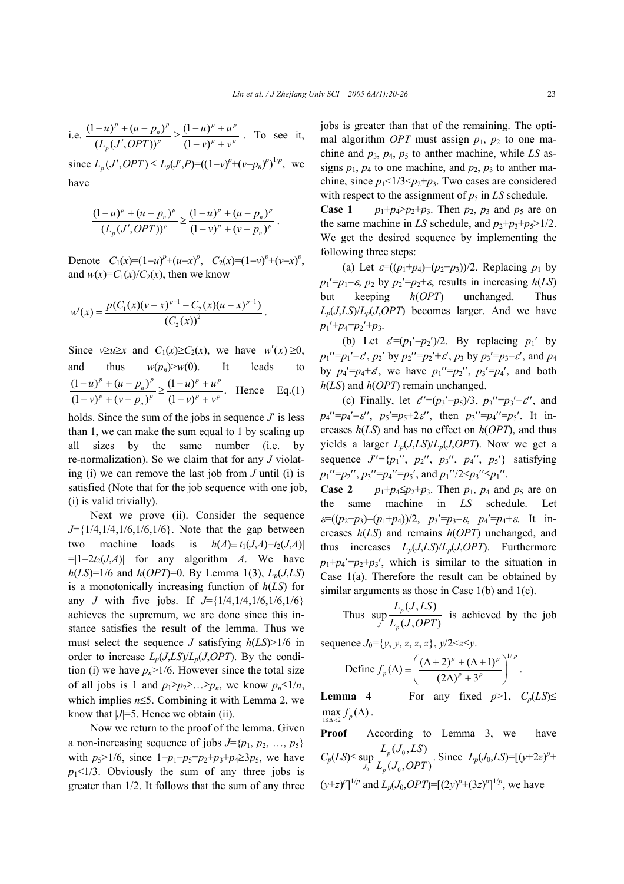i.e. $\frac{(1-u)^p+(u-p_n)^p}{(L_p(J',OPT))^p}\ge\frac{(1-u)^p+u^p}{(1-v)^p+v^p}$. To see it, since $L_p(J',OPT)\le L_p(J',P)=((1-v)^p+(v-p_n)^p)^{1/p}$, we have

$$\frac{(1-u)^p+(u-p_n)^p}{(L_p(J',OPT))^p}\ge\frac{(1-u)^p+(u-p_n)^p}{(1-v)^p+(v-p_n)^p}.$$

Denote $C_1(x)=(1-u)^p+(u-x)^p$, $C_2(x)=(1-v)^p+(v-x)^p$, and $w(x)=C_1(x)/C_2(x)$, then we know

$$w'(x)=\frac{p(C_1(x)(v-x)^{p-1}-C_2(x)(u-x)^{p-1})}{(C_2(x))^2}.$$

Since $v\ge u\ge x$ and $C_1(x)\ge C_2(x)$, we have $w'(x)\ge 0$, and thus $w(p_n)>w(0)$. It leads to $\frac{(1-u)^p+(u-p_n)^p}{(1-v)^p+(v-p_n)^p}\ge\frac{(1-u)^p+u^p}{(1-v)^p+v^p}$. Hence Eq.(1) holds. Since the sum of the jobs in sequence $J'$ is less than 1, we can make the sum equal to 1 by scaling up all sizes by the same number (i.e. by re-normalization). So we claim that for any $J$ violating (i) we can remove the last job from $J$ until (i) is satisfied (Note that for the job sequence with one job, (i) is valid trivially).

Next we prove (ii). Consider the sequence $J=\{1/4,1/4,1/6,1/6,1/6\}$. Note that the gap between two machine loads is $h(A)\equiv|t_1(J,A)-t_2(J,A)|=|1-2t_2(J,A)|$ for any algorithm $A$. We have $h(LS)=1/6$ and $h(OPT)=0$. By Lemma 1(3), $L_p(J,LS)$ is a monotonically increasing function of $h(LS)$ for any $J$ with five jobs. If $J=\{1/4,1/4,1/6,1/6,1/6\}$ achieves the supremum, we are done since this instance satisfies the result of the lemma. Thus we must select the sequence $J$ satisfying $h(LS)>1/6$ in order to increase $L_p(J,LS)/L_p(J,OPT)$. By the condition (i) we have $p_n>1/6$. However since the total size of all jobs is 1 and $p_1\ge p_2\ge\ldots\ge p_n$, we know $p_n\le 1/n$, which implies $n\le 5$. Combining it with Lemma 2, we know that $|J|=5$. Hence we obtain (ii).

Now we return to the proof of the lemma. Given a non-increasing sequence of jobs $J=\{p_1, p_2, \ldots, p_5\}$ with $p_5>1/6$, since $1-p_1-p_5=p_2+p_3+p_4\ge 3p_5$, we have $p_1<1/3$. Obviously the sum of any three jobs is greater than 1/2. It follows that the sum of any three jobs is greater than that of the remaining. The optimal algorithm $OPT$ must assign $p_1$, $p_2$ to one machine and $p_3$, $p_4$, $p_5$ to anther machine, while $LS$ assigns $p_1$, $p_4$ to one machine, and $p_2$, $p_3$ to anther machine, since $p_1<1/3<p_2+p_3$. Two cases are considered with respect to the assignment of $p_5$ in $LS$ schedule.

**Case 1** $p_1+p_4>p_2+p_3$. Then $p_2$, $p_3$ and $p_5$ are on the same machine in $LS$ schedule, and $p_2+p_3+p_5>1/2$. We get the desired sequence by implementing the following three steps:

(a) Let $\varepsilon=((p_1+p_4)-(p_2+p_3))/2$. Replacing $p_1$ by $p_1'=p_1-\varepsilon$, $p_2$ by $p_2'=p_2+\varepsilon$, results in increasing $h(LS)$ but keeping $h(OPT)$ unchanged. Thus $L_p(J,LS)/L_p(J,OPT)$ becomes larger. And we have $p_1'+p_4=p_2'+p_3$.

(b) Let $\varepsilon'=(p_1'-p_2')/2$. By replacing $p_1'$ by $p_1''=p_1'-\varepsilon'$, $p_2'$ by $p_2''=p_2'+\varepsilon'$, $p_3$ by $p_3'=p_3-\varepsilon'$, and $p_4$ by $p_4'=p_4+\varepsilon'$, we have $p_1''=p_2''$, $p_3'=p_4'$, and both $h(LS)$ and $h(OPT)$ remain unchanged.

(c) Finally, let $\varepsilon''=(p_3'-p_5)/3$, $p_3''=p_3'-\varepsilon''$, and $p_4''=p_4'-\varepsilon''$, $p_5'=p_5+2\varepsilon''$, then $p_3''=p_4''=p_5'$. It increases $h(LS)$ and has no effect on $h(OPT)$, and thus yields a larger $L_p(J,LS)/L_p(J,OPT)$. Now we get a sequence $J''=\{p_1'', p_2'', p_3'', p_4'', p_5'\}$ satisfying $p_1''=p_2''$, $p_3''=p_4''=p_5'$, and $p_1''/2<p_3''\le p_1''$.

**Case 2** $p_1+p_4\le p_2+p_3$. Then $p_1$, $p_4$ and $p_5$ are on the same machine in $LS$ schedule. Let $\varepsilon=((p_2+p_3)-(p_1+p_4))/2$, $p_3'=p_3-\varepsilon$, $p_4'=p_4+\varepsilon$. It increases $h(LS)$ and remains $h(OPT)$ unchanged, and thus increases $L_p(J,LS)/L_p(J,OPT)$. Furthermore $p_1+p_4'=p_2+p_3'$, which is similar to the situation in Case 1(a). Therefore the result can be obtained by similar arguments as those in Case 1(b) and 1(c).

Thus $\sup_J\frac{L_p(J,LS)}{L_p(J,OPT)}$ is achieved by the job sequence $J_0=\{y, y, z, z, z\}$, $y/2<z\le y$.

Define $f_p(\Delta)\equiv\left(\frac{(\Delta+2)^p+(\Delta+1)^p}{(2\Delta)^p+3^p}\right)^{1/p}$.

**Lemma 4** For any fixed $p>1$, $C_p(LS)\le\max_{1\le\Delta<2}f_p(\Delta)$.

**Proof** According to Lemma 3, we have $C_p(LS)\le\sup_{J_0}\frac{L_p(J_0,LS)}{L_p(J_0,OPT)}$. Since $L_p(J_0,LS)=[(y+2z)^p+(y+z)^p]^{1/p}$ and $L_p(J_0,OPT)=[(2y)^p+(3z)^p]^{1/p}$, we have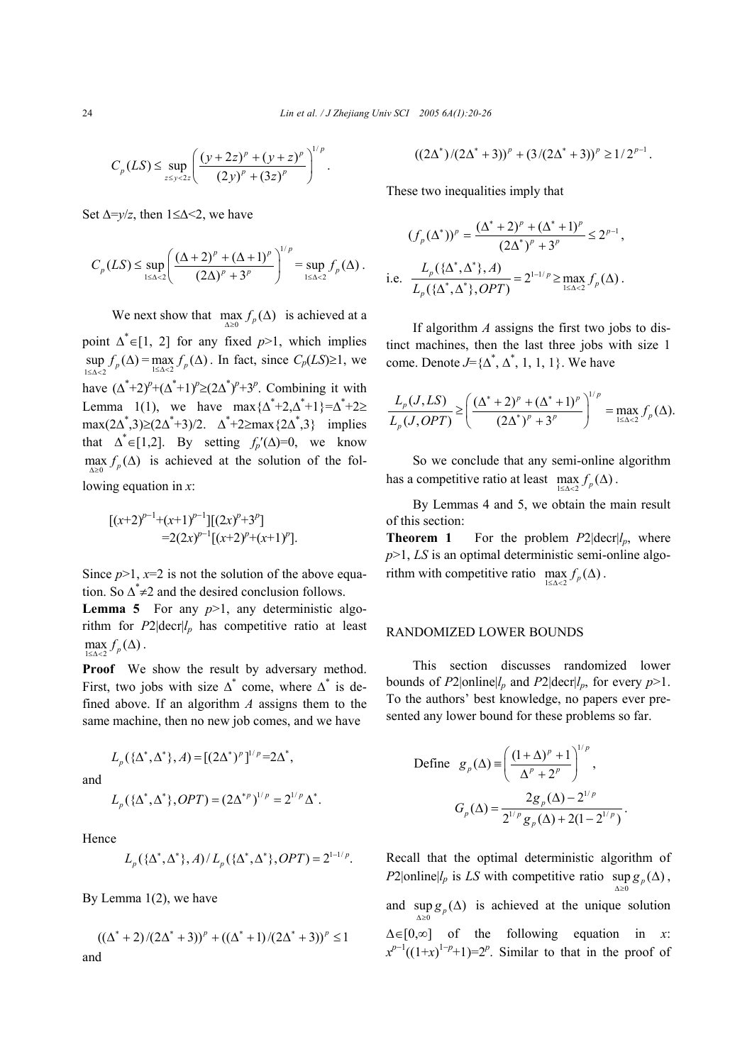$$C_p(LS) \le \sup_{z\le y<2z}\left(\frac{(y+2z)^p+(y+z)^p}{(2y)^p+(3z)^p}\right)^{1/p}.$$

Set $\Delta=y/z$, then $1\le\Delta<2$, we have

$$C_p(LS) \le \sup_{1\le\Delta<2}\left(\frac{(\Delta+2)^p+(\Delta+1)^p}{(2\Delta)^p+3^p}\right)^{1/p} = \sup_{1\le\Delta<2} f_p(\Delta).$$

We next show that $\max_{\Delta\ge0} f_p(\Delta)$ is achieved at a point $\Delta^*\in[1, 2]$ for any fixed $p>1$, which implies $\sup_{1\le\Delta<2} f_p(\Delta)=\max_{1\le\Delta<2} f_p(\Delta)$. In fact, since $C_p(LS)\ge1$, we have $(\Delta^*+2)^p+(\Delta^*+1)^p\ge(2\Delta^*)^p+3^p$. Combining it with Lemma 1(1), we have $\max\{\Delta^*+2,\Delta^*+1\}=\Delta^*+2\ge \max(2\Delta^*,3)\ge(2\Delta^*+3)/2$. $\Delta^*+2\ge\max\{2\Delta^*,3\}$ implies that $\Delta^*\in[1,2]$. By setting $f_p'(\Delta)=0$, we know $\max_{\Delta\ge0} f_p(\Delta)$ is achieved at the solution of the following equation in $x$:

$$[(x+2)^{p-1}+(x+1)^{p-1}][(2x)^p+3^p] =2(2x)^{p-1}[(x+2)^p+(x+1)^p].$$

Since $p>1$, $x=2$ is not the solution of the above equation. So $\Delta^*\ne2$ and the desired conclusion follows.

**Lemma 5** For any $p>1$, any deterministic algorithm for $P2|\text{decr}|l_p$ has competitive ratio at least $\max_{1\le\Delta<2} f_p(\Delta)$.

**Proof** We show the result by adversary method. First, two jobs with size $\Delta^*$ come, where $\Delta^*$ is defined above. If an algorithm $A$ assigns them to the same machine, then no new job comes, and we have

$$L_p(\{\Delta^*,\Delta^*\},A)=[(2\Delta^*)^p]^{1/p}=2\Delta^*,$$

and

$$L_p(\{\Delta^*,\Delta^*\},OPT)=(2\Delta^{*p})^{1/p}=2^{1/p}\Delta^*.$$

Hence

$$L_p(\{\Delta^*,\Delta^*\},A)/L_p(\{\Delta^*,\Delta^*\},OPT)=2^{1-1/p}.$$

By Lemma 1(2), we have

$$((\Delta^*+2)/(2\Delta^*+3))^p+((\Delta^*+1)/(2\Delta^*+3))^p\le1$$

and

$$((2\Delta^*)/(2\Delta^*+3))^p+(3/(2\Delta^*+3))^p\ge1/2^{p-1}.$$

These two inequalities imply that

$$(f_p(\Delta^*))^p=\frac{(\Delta^*+2)^p+(\Delta^*+1)^p}{(2\Delta^*)^p+3^p}\le2^{p-1},$$

i.e. $\dfrac{L_p(\{\Delta^*,\Delta^*\},A)}{L_p(\{\Delta^*,\Delta^*\},OPT)}=2^{1-1/p}\ge\max_{1\le\Delta<2} f_p(\Delta)$.

If algorithm $A$ assigns the first two jobs to distinct machines, then the last three jobs with size 1 come. Denote $J=\{\Delta^*, \Delta^*, 1, 1, 1\}$. We have

$$\frac{L_p(J,LS)}{L_p(J,OPT)}\ge\left(\frac{(\Delta^*+2)^p+(\Delta^*+1)^p}{(2\Delta^*)^p+3^p}\right)^{1/p}=\max_{1\le\Delta<2} f_p(\Delta).$$

So we conclude that any semi-online algorithm has a competitive ratio at least $\max_{1\le\Delta<2} f_p(\Delta)$.

By Lemmas 4 and 5, we obtain the main result of this section:

**Theorem 1** For the problem $P2|\text{decr}|l_p$, where $p>1$, $LS$ is an optimal deterministic semi-online algorithm with competitive ratio $\max_{1\le\Delta<2} f_p(\Delta)$.

## RANDOMIZED LOWER BOUNDS

This section discusses randomized lower bounds of $P2|\text{online}|l_p$ and $P2|\text{decr}|l_p$, for every $p>1$. To the authors' best knowledge, no papers ever presented any lower bound for these problems so far.

Define $g_p(\Delta)\equiv\left(\dfrac{(1+\Delta)^p+1}{\Delta^p+2^p}\right)^{1/p}$,

$$G_p(\Delta)=\frac{2g_p(\Delta)-2^{1/p}}{2^{1/p}g_p(\Delta)+2(1-2^{1/p})}.$$

Recall that the optimal deterministic algorithm of $P2|\text{online}|l_p$ is $LS$ with competitive ratio $\sup_{\Delta\ge0} g_p(\Delta)$, and $\sup_{\Delta\ge0} g_p(\Delta)$ is achieved at the unique solution $\Delta\in[0,\infty]$ of the following equation in $x$: $x^{p-1}((1+x)^{1-p}+1)=2^p$. Similar to that in the proof of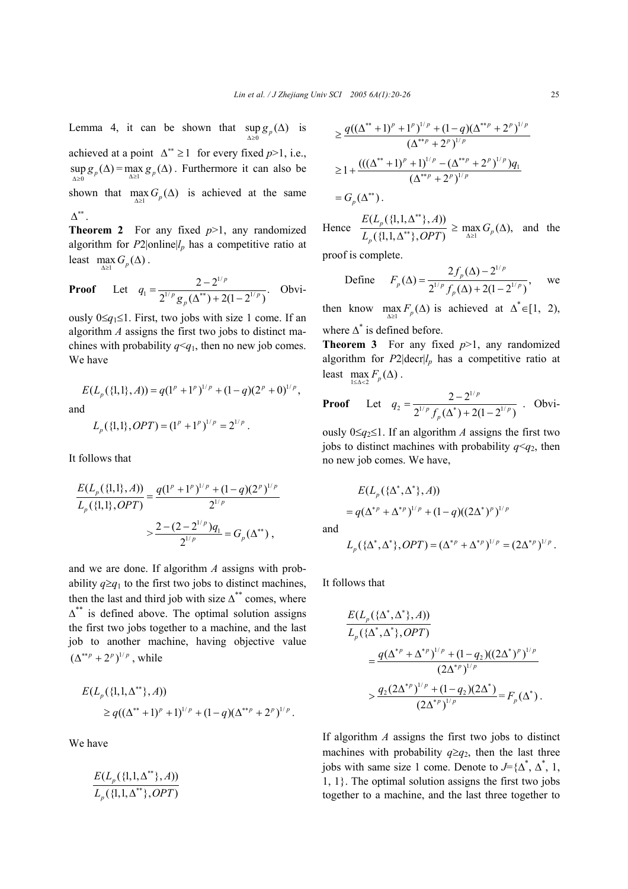Lemma 4, it can be shown that $\sup_{\Delta\geq 0} g_p(\Delta)$ is achieved at a point $\Delta^{**}\geq 1$ for every fixed $p$>1, i.e., $\sup_{\Delta\geq 0} g_p(\Delta)=\max_{\Delta\geq 1} g_p(\Delta)$. Furthermore it can also be shown that $\max_{\Delta\geq 1} G_p(\Delta)$ is achieved at the same $\Delta^{**}$.

**Theorem 2** For any fixed $p$>1, any randomized algorithm for $P2|\text{online}|l_p$ has a competitive ratio at least $\max_{\Delta\geq 1} G_p(\Delta)$.

**Proof** Let $q_1=\dfrac{2-2^{1/p}}{2^{1/p}g_p(\Delta^{**})+2(1-2^{1/p})}$. Obviously $0\leq q_1\leq 1$. First, two jobs with size 1 come. If an algorithm $A$ assigns the first two jobs to distinct machines with probability $q<q_1$, then no new job comes. We have

$$E(L_p(\{1,1\},A))=q(1^p+1^p)^{1/p}+(1-q)(2^p+0)^{1/p},$$

and

$$L_p(\{1,1\},OPT)=(1^p+1^p)^{1/p}=2^{1/p}.$$

It follows that

$$\frac{E(L_p(\{1,1\},A))}{L_p(\{1,1\},OPT)}=\frac{q(1^p+1^p)^{1/p}+(1-q)(2^p)^{1/p}}{2^{1/p}}$$
$$>\frac{2-(2-2^{1/p})q_1}{2^{1/p}}=G_p(\Delta^{**}),$$

and we are done. If algorithm $A$ assigns with probability $q\geq q_1$ to the first two jobs to distinct machines, then the last and third job with size $\Delta^{**}$ comes, where $\Delta^{**}$ is defined above. The optimal solution assigns the first two jobs together to a machine, and the last job to another machine, having objective value $(\Delta^{**p}+2^p)^{1/p}$, while

$$E(L_p(\{1,1,\Delta^{**}\},A))$$
$$\geq q((\Delta^{**}+1)^p+1)^{1/p}+(1-q)(\Delta^{**p}+2^p)^{1/p}.$$

We have

$$\frac{E(L_p(\{1,1,\Delta^{**}\},A))}{L_p(\{1,1,\Delta^{**}\},OPT)}$$
$$\geq\frac{q((\Delta^{**}+1)^p+1^p)^{1/p}+(1-q)(\Delta^{**p}+2^p)^{1/p}}{(\Delta^{**p}+2^p)^{1/p}}$$
$$\geq 1+\frac{(((\Delta^{**}+1)^p+1)^{1/p}-(\Delta^{**p}+2^p)^{1/p})q_1}{(\Delta^{**p}+2^p)^{1/p}}$$
$$=G_p(\Delta^{**}).$$

Hence $\dfrac{E(L_p(\{1,1,\Delta^{**}\},A))}{L_p(\{1,1,\Delta^{**}\},OPT)}\geq\max_{\Delta\geq 1} G_p(\Delta)$, and the proof is complete.

Define $F_p(\Delta)=\dfrac{2f_p(\Delta)-2^{1/p}}{2^{1/p}f_p(\Delta)+2(1-2^{1/p})}$, we then know $\max_{\Delta\geq 1} F_p(\Delta)$ is achieved at $\Delta^*\in[1,2)$, where $\Delta^*$ is defined before.

**Theorem 3** For any fixed $p$>1, any randomized algorithm for $P2|\text{decr}|l_p$ has a competitive ratio at least $\max_{1\leq\Delta<2} F_p(\Delta)$.

**Proof** Let $q_2=\dfrac{2-2^{1/p}}{2^{1/p}f_p(\Delta^*)+2(1-2^{1/p})}$. Obviously $0\leq q_2\leq 1$. If an algorithm $A$ assigns the first two jobs to distinct machines with probability $q<q_2$, then no new job comes. We have,

$$E(L_p(\{\Delta^*,\Delta^*\},A))$$
$$=q(\Delta^{*p}+\Delta^{*p})^{1/p}+(1-q)((2\Delta^*)^p)^{1/p}$$

and

$$L_p(\{\Delta^*,\Delta^*\},OPT)=(\Delta^{*p}+\Delta^{*p})^{1/p}=(2\Delta^{*p})^{1/p}.$$

It follows that

$$\frac{E(L_p(\{\Delta^*,\Delta^*\},A))}{L_p(\{\Delta^*,\Delta^*\},OPT)}$$
$$=\frac{q(\Delta^{*p}+\Delta^{*p})^{1/p}+(1-q_2)((2\Delta^*)^p)^{1/p}}{(2\Delta^{*p})^{1/p}}$$
$$>\frac{q_2(2\Delta^{*p})^{1/p}+(1-q_2)(2\Delta^*)}{(2\Delta^{*p})^{1/p}}=F_p(\Delta^*).$$

If algorithm $A$ assigns the first two jobs to distinct machines with probability $q\geq q_2$, then the last three jobs with same size 1 come. Denote to $J=\{\Delta^*,\Delta^*,1,1,1\}$. The optimal solution assigns the first two jobs together to a machine, and the last three together to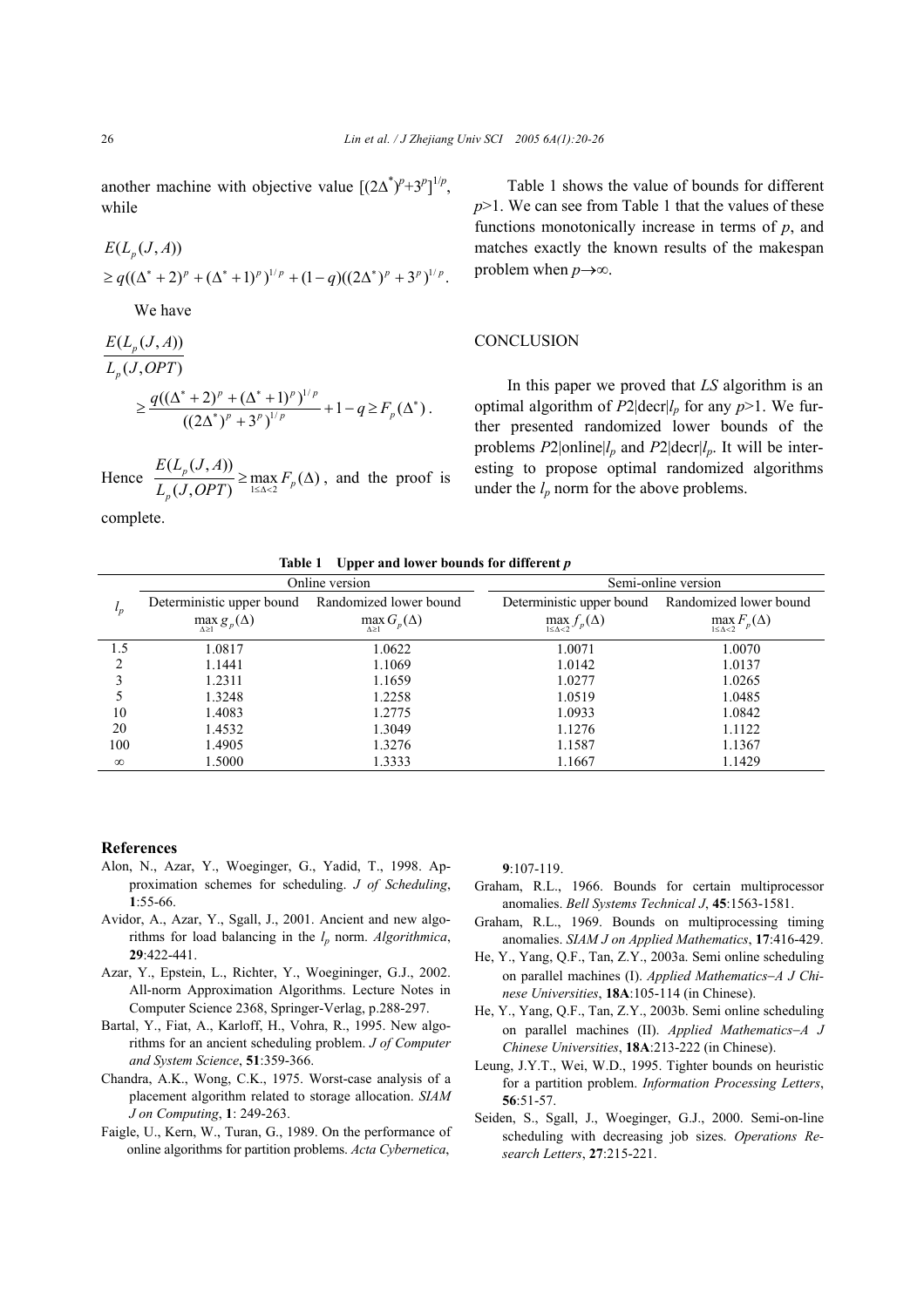another machine with objective value $[(2\Delta^*)^p+3^p]^{1/p}$, while

$$E(L_p(J,A))$$
$$\geq q((\Delta^*+2)^p+(\Delta^*+1)^p)^{1/p}+(1-q)((2\Delta^*)^p+3^p)^{1/p}.$$

We have

$$\frac{E(L_p(J,A))}{L_p(J,OPT)}$$
$$\geq \frac{q((\Delta^*+2)^p+(\Delta^*+1)^p)^{1/p}}{((2\Delta^*)^p+3^p)^{1/p}}+1-q \geq F_p(\Delta^*).$$

Hence $\frac{E(L_p(J,A))}{L_p(J,OPT)} \geq \max_{1\leq\Delta<2} F_p(\Delta)$, and the proof is complete.

Table 1 shows the value of bounds for different $p>1$. We can see from Table 1 that the values of these functions monotonically increase in terms of $p$, and matches exactly the known results of the makespan problem when $p\to\infty$.

## CONCLUSION

In this paper we proved that *LS* algorithm is an optimal algorithm of $P2|\text{decr}|l_p$ for any $p>1$. We further presented randomized lower bounds of the problems $P2|\text{online}|l_p$ and $P2|\text{decr}|l_p$. It will be interesting to propose optimal randomized algorithms under the $l_p$ norm for the above problems.

**Table 1 Upper and lower bounds for different *p***

| $l_p$ | Online version | | Semi-online version | |
|---|---|---|---|---|
| | Deterministic upper bound $\max_{\Delta\geq 1} g_p(\Delta)$ | Randomized lower bound $\max_{\Delta\geq 1} G_p(\Delta)$ | Deterministic upper bound $\max_{1\leq\Delta<2} f_p(\Delta)$ | Randomized lower bound $\max_{1\leq\Delta<2} F_p(\Delta)$ |
| 1.5 | 1.0817 | 1.0622 | 1.0071 | 1.0070 |
| 2 | 1.1441 | 1.1069 | 1.0142 | 1.0137 |
| 3 | 1.2311 | 1.1659 | 1.0277 | 1.0265 |
| 5 | 1.3248 | 1.2258 | 1.0519 | 1.0485 |
| 10 | 1.4083 | 1.2775 | 1.0933 | 1.0842 |
| 20 | 1.4532 | 1.3049 | 1.1276 | 1.1122 |
| 100 | 1.4905 | 1.3276 | 1.1587 | 1.1367 |
| $\infty$ | 1.5000 | 1.3333 | 1.1667 | 1.1429 |

### References

Alon, N., Azar, Y., Woeginger, G., Yadid, T., 1998. Approximation schemes for scheduling. *J of Scheduling*, **1**:55-66.

Avidor, A., Azar, Y., Sgall, J., 2001. Ancient and new algorithms for load balancing in the $l_p$ norm. *Algorithmica*, **29**:422-441.

Azar, Y., Epstein, L., Richter, Y., Woegininger, G.J., 2002. All-norm Approximation Algorithms. Lecture Notes in Computer Science 2368, Springer-Verlag, p.288-297.

Bartal, Y., Fiat, A., Karloff, H., Vohra, R., 1995. New algorithms for an ancient scheduling problem. *J of Computer and System Science*, **51**:359-366.

Chandra, A.K., Wong, C.K., 1975. Worst-case analysis of a placement algorithm related to storage allocation. *SIAM J on Computing*, **1**: 249-263.

Faigle, U., Kern, W., Turan, G., 1989. On the performance of online algorithms for partition problems. *Acta Cybernetica*, **9**:107-119.

Graham, R.L., 1966. Bounds for certain multiprocessor anomalies. *Bell Systems Technical J*, **45**:1563-1581.

Graham, R.L., 1969. Bounds on multiprocessing timing anomalies. *SIAM J on Applied Mathematics*, **17**:416-429.

He, Y., Yang, Q.F., Tan, Z.Y., 2003a. Semi online scheduling on parallel machines (I). *Applied Mathematics−A J Chinese Universities*, **18A**:105-114 (in Chinese).

He, Y., Yang, Q.F., Tan, Z.Y., 2003b. Semi online scheduling on parallel machines (II). *Applied Mathematics−A J Chinese Universities*, **18A**:213-222 (in Chinese).

Leung, J.Y.T., Wei, W.D., 1995. Tighter bounds on heuristic for a partition problem. *Information Processing Letters*, **56**:51-57.

Seiden, S., Sgall, J., Woeginger, G.J., 2000. Semi-on-line scheduling with decreasing job sizes. *Operations Research Letters*, **27**:215-221.